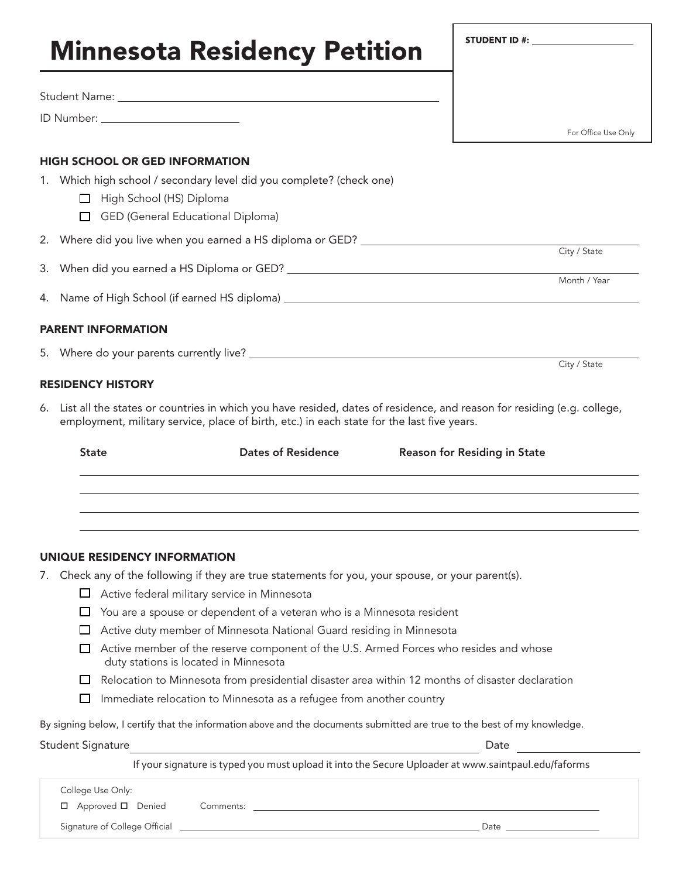# Minnesota Residency Petition

**STUDENT ID #:** ____________________

For Office Use Only

Student Name: ____________________________________________

ID Number: ______________________

### HIGH SCHOOL OR GED INFORMATION

1. Which high school / secondary level did you complete? (check one)
   - ☐ High School (HS) Diploma
   - ☐ GED (General Educational Diploma)
2. Where did you live when you earned a HS diploma or GED? ______________________ City / State
3. When did you earned a HS Diploma or GED? ______________________ Month / Year
4. Name of High School (if earned HS diploma) ______________________

### PARENT INFORMATION

5. Where do your parents currently live? ______________________ City / State

### RESIDENCY HISTORY

6. List all the states or countries in which you have resided, dates of residence, and reason for residing (e.g. college, employment, military service, place of birth, etc.) in each state for the last five years.

| State | Dates of Residence | Reason for Residing in State |
|---|---|---|
| | | |
| | | |
| | | |
| | | |

### UNIQUE RESIDENCY INFORMATION

7. Check any of the following if they are true statements for you, your spouse, or your parent(s).
   - ☐ Active federal military service in Minnesota
   - ☐ You are a spouse or dependent of a veteran who is a Minnesota resident
   - ☐ Active duty member of Minnesota National Guard residing in Minnesota
   - ☐ Active member of the reserve component of the U.S. Armed Forces who resides and whose duty stations is located in Minnesota
   - ☐ Relocation to Minnesota from presidential disaster area within 12 months of disaster declaration
   - ☐ Immediate relocation to Minnesota as a refugee from another country

By signing below, I certify that the information above and the documents submitted are true to the best of my knowledge.

Student Signature ______________________________ Date ______________

If your signature is typed you must upload it into the Secure Uploader at www.saintpaul.edu/faforms

College Use Only:

☐ Approved ☐ Denied Comments: ______________________________

Signature of College Official ______________________________ Date ______________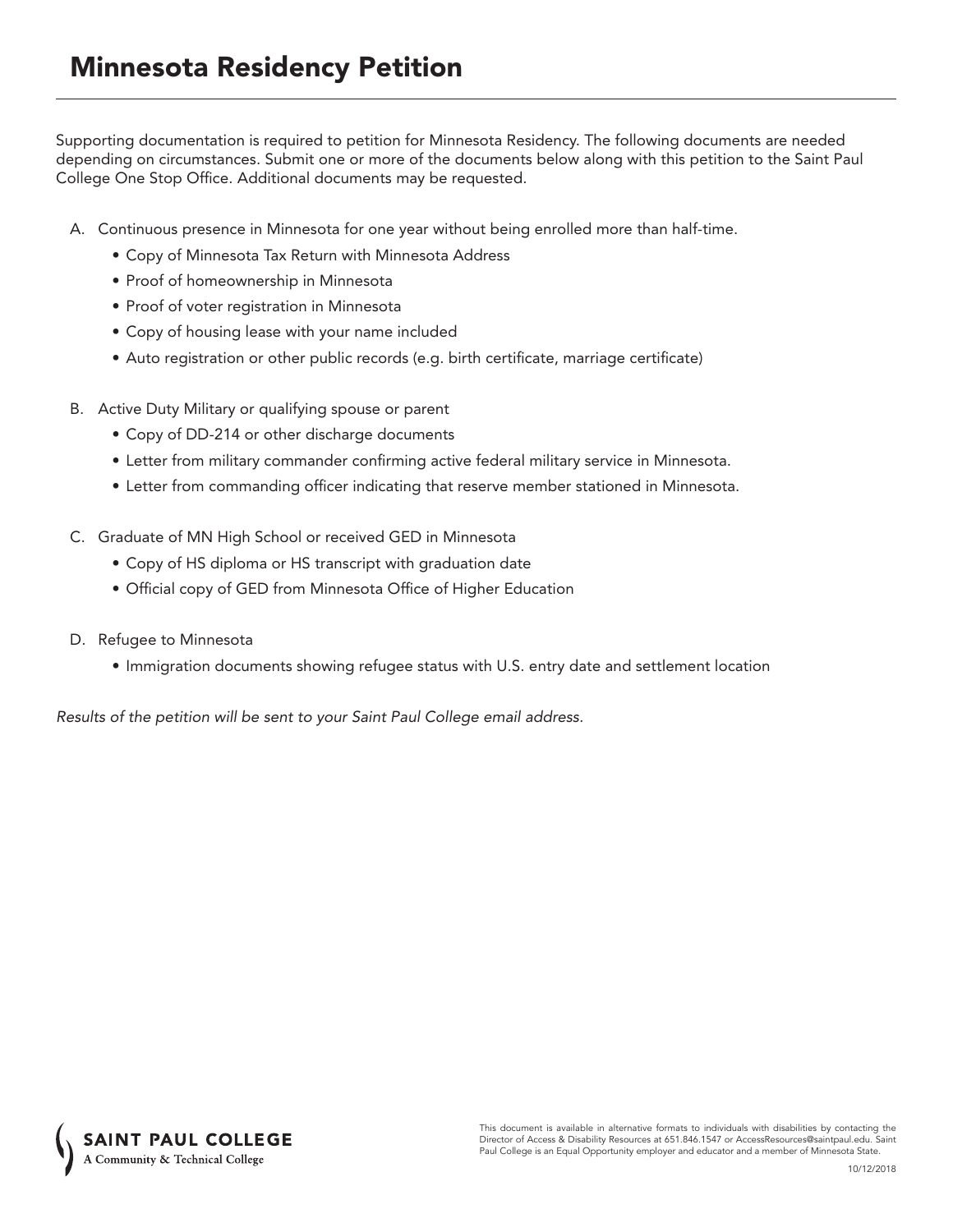# Minnesota Residency Petition

Supporting documentation is required to petition for Minnesota Residency. The following documents are needed depending on circumstances. Submit one or more of the documents below along with this petition to the Saint Paul College One Stop Office. Additional documents may be requested.

A. Continuous presence in Minnesota for one year without being enrolled more than half-time.
   - Copy of Minnesota Tax Return with Minnesota Address
   - Proof of homeownership in Minnesota
   - Proof of voter registration in Minnesota
   - Copy of housing lease with your name included
   - Auto registration or other public records (e.g. birth certificate, marriage certificate)

B. Active Duty Military or qualifying spouse or parent
   - Copy of DD-214 or other discharge documents
   - Letter from military commander confirming active federal military service in Minnesota.
   - Letter from commanding officer indicating that reserve member stationed in Minnesota.

C. Graduate of MN High School or received GED in Minnesota
   - Copy of HS diploma or HS transcript with graduation date
   - Official copy of GED from Minnesota Office of Higher Education

D. Refugee to Minnesota
   - Immigration documents showing refugee status with U.S. entry date and settlement location

*Results of the petition will be sent to your Saint Paul College email address.*

SAINT PAUL COLLEGE
A Community & Technical College

This document is available in alternative formats to individuals with disabilities by contacting the Director of Access & Disability Resources at 651.846.1547 or AccessResources@saintpaul.edu. Saint Paul College is an Equal Opportunity employer and educator and a member of Minnesota State.

10/12/2018